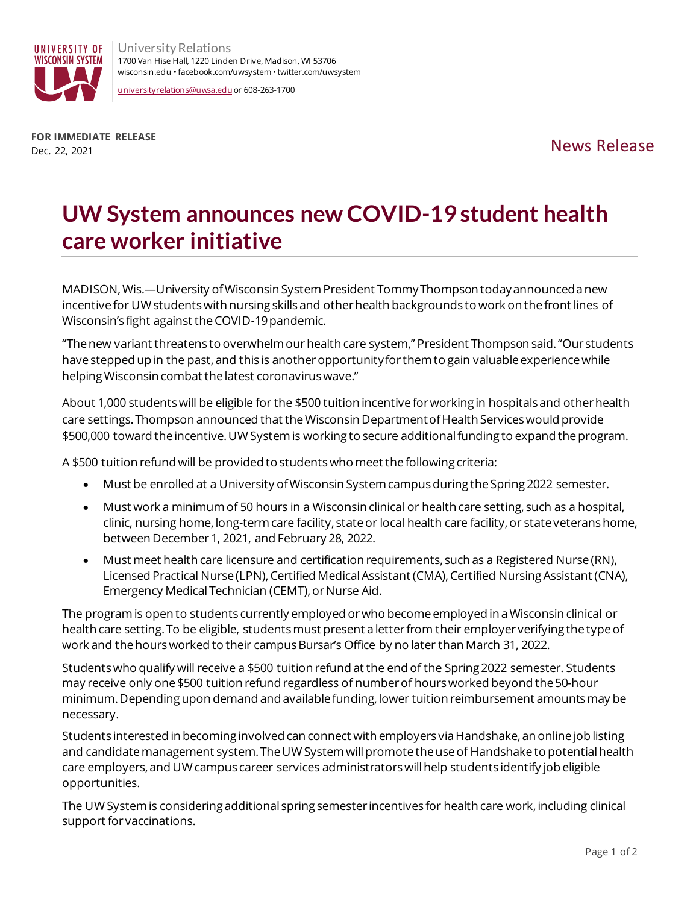University Relations
1700 Van Hise Hall, 1220 Linden Drive, Madison, WI 53706
wisconsin.edu • facebook.com/uwsystem • twitter.com/uwsystem

universityrelations@uwsa.edu or 608-263-1700

**FOR IMMEDIATE RELEASE**
Dec. 22, 2021

News Release

# UW System announces new COVID-19 student health care worker initiative

MADISON, Wis.—University of Wisconsin System President Tommy Thompson today announced a new incentive for UW students with nursing skills and other health backgrounds to work on the front lines of Wisconsin's fight against the COVID-19 pandemic.

"The new variant threatens to overwhelm our health care system," President Thompson said. "Our students have stepped up in the past, and this is another opportunity for them to gain valuable experience while helping Wisconsin combat the latest coronavirus wave."

About 1,000 students will be eligible for the $500 tuition incentive for working in hospitals and other health care settings. Thompson announced that the Wisconsin Department of Health Services would provide $500,000 toward the incentive. UW System is working to secure additional funding to expand the program.

A $500 tuition refund will be provided to students who meet the following criteria:

- Must be enrolled at a University of Wisconsin System campus during the Spring 2022 semester.
- Must work a minimum of 50 hours in a Wisconsin clinical or health care setting, such as a hospital, clinic, nursing home, long-term care facility, state or local health care facility, or state veterans home, between December 1, 2021, and February 28, 2022.
- Must meet health care licensure and certification requirements, such as a Registered Nurse (RN), Licensed Practical Nurse (LPN), Certified Medical Assistant (CMA), Certified Nursing Assistant (CNA), Emergency Medical Technician (CEMT), or Nurse Aid.

The program is open to students currently employed or who become employed in a Wisconsin clinical or health care setting. To be eligible, students must present a letter from their employer verifying the type of work and the hours worked to their campus Bursar's Office by no later than March 31, 2022.

Students who qualify will receive a $500 tuition refund at the end of the Spring 2022 semester. Students may receive only one $500 tuition refund regardless of number of hours worked beyond the 50-hour minimum. Depending upon demand and available funding, lower tuition reimbursement amounts may be necessary.

Students interested in becoming involved can connect with employers via Handshake, an online job listing and candidate management system. The UW System will promote the use of Handshake to potential health care employers, and UW campus career services administrators will help students identify job eligible opportunities.

The UW System is considering additional spring semester incentives for health care work, including clinical support for vaccinations.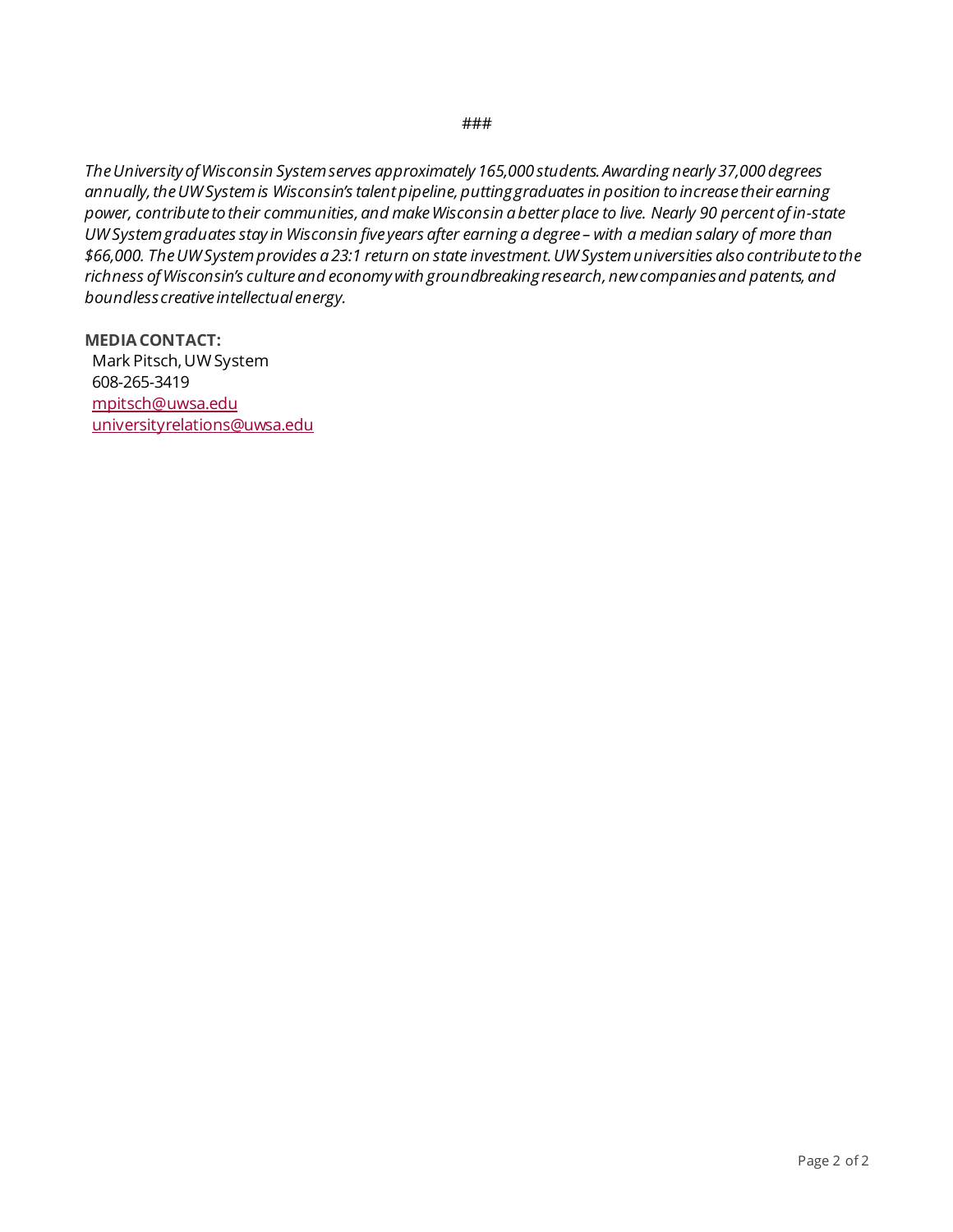###

*The University of Wisconsin System serves approximately 165,000 students. Awarding nearly 37,000 degrees annually, the UW System is Wisconsin's talent pipeline, putting graduates in position to increase their earning power, contribute to their communities, and make Wisconsin a better place to live. Nearly 90 percent of in-state UW System graduates stay in Wisconsin five years after earning a degree – with a median salary of more than $66,000. The UW System provides a 23:1 return on state investment. UW System universities also contribute to the richness of Wisconsin's culture and economy with groundbreaking research, new companies and patents, and boundless creative intellectual energy.*

**MEDIA CONTACT:**
Mark Pitsch, UW System
608-265-3419
mpitsch@uwsa.edu
universityrelations@uwsa.edu